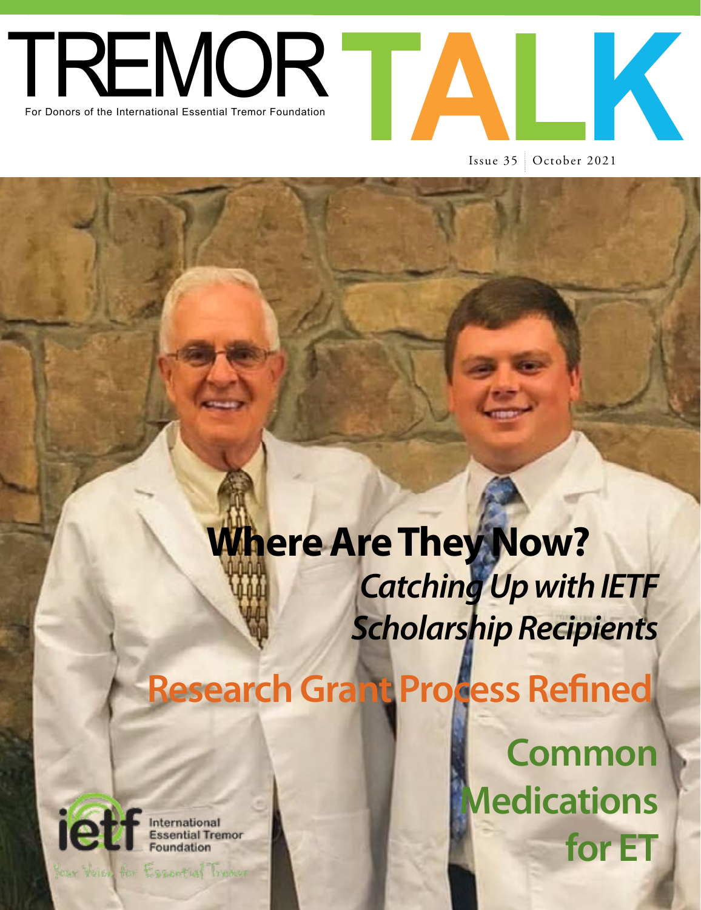# TREMOR TALK

For Donors of the International Essential Tremor Foundation

Issue 35 | October 2021

## Where Are They Now?

*Catching Up with IETF Scholarship Recipients*

## Research Grant Process Refined

## Common Medications for ET

International Essential Tremor Foundation

Your Voice for Essential Tremor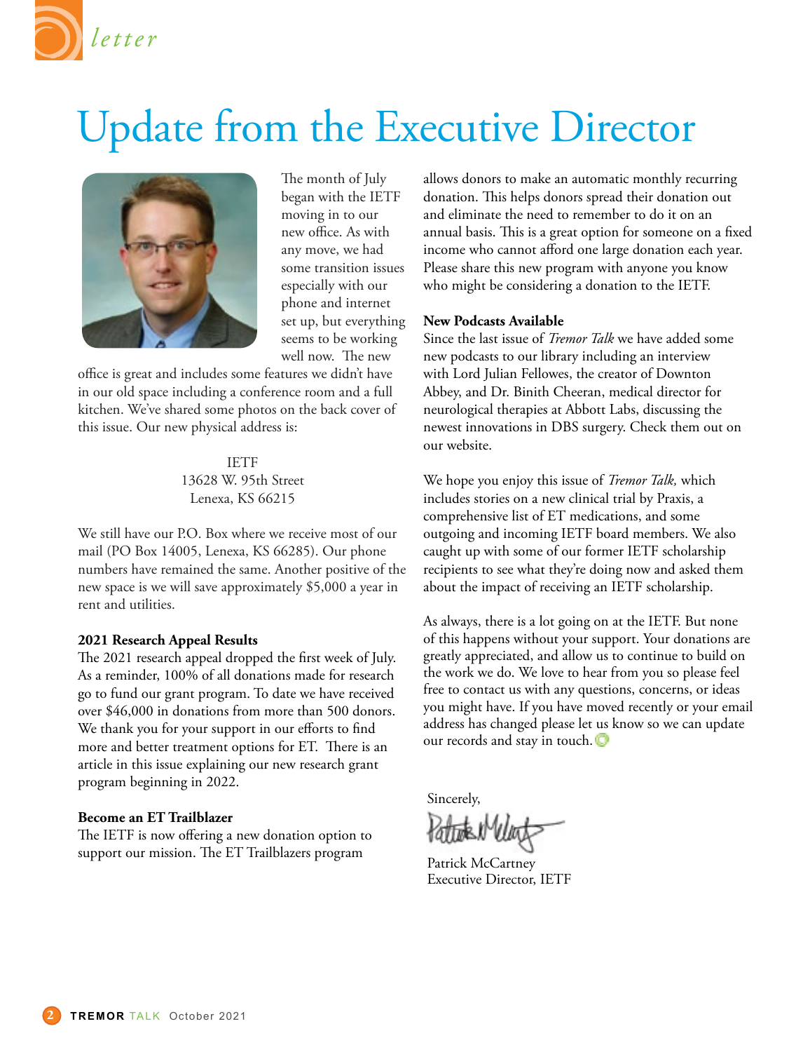letter

# Update from the Executive Director

The month of July began with the IETF moving in to our new office. As with any move, we had some transition issues especially with our phone and internet set up, but everything seems to be working well now. The new office is great and includes some features we didn't have in our old space including a conference room and a full kitchen. We've shared some photos on the back cover of this issue. Our new physical address is:

IETF
13628 W. 95th Street
Lenexa, KS 66215

We still have our P.O. Box where we receive most of our mail (PO Box 14005, Lenexa, KS 66285). Our phone numbers have remained the same. Another positive of the new space is we will save approximately $5,000 a year in rent and utilities.

**2021 Research Appeal Results**

The 2021 research appeal dropped the first week of July. As a reminder, 100% of all donations made for research go to fund our grant program. To date we have received over $46,000 in donations from more than 500 donors. We thank you for your support in our efforts to find more and better treatment options for ET. There is an article in this issue explaining our new research grant program beginning in 2022.

**Become an ET Trailblazer**

The IETF is now offering a new donation option to support our mission. The ET Trailblazers program allows donors to make an automatic monthly recurring donation. This helps donors spread their donation out and eliminate the need to remember to do it on an annual basis. This is a great option for someone on a fixed income who cannot afford one large donation each year. Please share this new program with anyone you know who might be considering a donation to the IETF.

**New Podcasts Available**

Since the last issue of *Tremor Talk* we have added some new podcasts to our library including an interview with Lord Julian Fellowes, the creator of Downton Abbey, and Dr. Binith Cheeran, medical director for neurological therapies at Abbott Labs, discussing the newest innovations in DBS surgery. Check them out on our website.

We hope you enjoy this issue of *Tremor Talk,* which includes stories on a new clinical trial by Praxis, a comprehensive list of ET medications, and some outgoing and incoming IETF board members. We also caught up with some of our former IETF scholarship recipients to see what they're doing now and asked them about the impact of receiving an IETF scholarship.

As always, there is a lot going on at the IETF. But none of this happens without your support. Your donations are greatly appreciated, and allow us to continue to build on the work we do. We love to hear from you so please feel free to contact us with any questions, concerns, or ideas you might have. If you have moved recently or your email address has changed please let us know so we can update our records and stay in touch.

Sincerely,

Patrick McCartney
Executive Director, IETF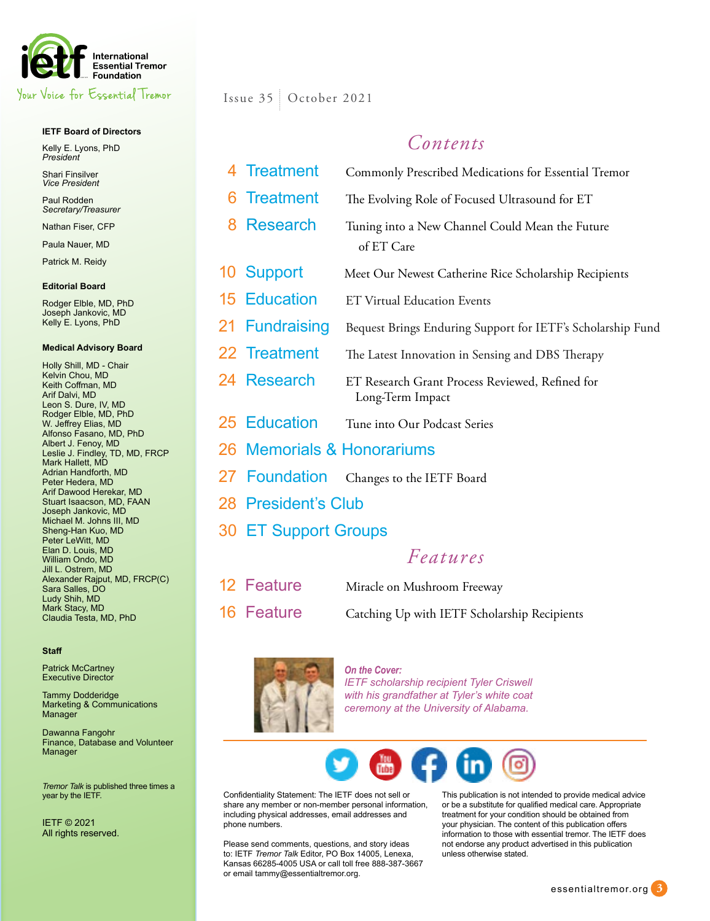International Essential Tremor Foundation

Your Voice for Essential Tremor

Issue 35 | October 2021

**IETF Board of Directors**

Kelly E. Lyons, PhD
*President*

Shari Finsilver
*Vice President*

Paul Rodden
*Secretary/Treasurer*

Nathan Fiser, CFP

Paula Nauer, MD

Patrick M. Reidy

**Editorial Board**

Rodger Elble, MD, PhD
Joseph Jankovic, MD
Kelly E. Lyons, PhD

**Medical Advisory Board**

Holly Shill, MD - Chair
Kelvin Chou, MD
Keith Coffman, MD
Arif Dalvi, MD
Leon S. Dure, IV, MD
Rodger Elble, MD, PhD
W. Jeffrey Elias, MD
Alfonso Fasano, MD, PhD
Albert J. Fenoy, MD
Leslie J. Findley, TD, MD, FRCP
Mark Hallett, MD
Adrian Handforth, MD
Peter Hedera, MD
Arif Dawood Herekar, MD
Stuart Isaacson, MD, FAAN
Joseph Jankovic, MD
Michael M. Johns III, MD
Sheng-Han Kuo, MD
Peter LeWitt, MD
Elan D. Louis, MD
William Ondo, MD
Jill L. Ostrem, MD
Alexander Rajput, MD, FRCP(C)
Sara Salles, DO
Ludy Shih, MD
Mark Stacy, MD
Claudia Testa, MD, PhD

**Staff**

Patrick McCartney
Executive Director

Tammy Dodderidge
Marketing & Communications Manager

Dawanna Fangohr
Finance, Database and Volunteer Manager

*Tremor Talk* is published three times a year by the IETF.

IETF © 2021
All rights reserved.

## Contents

| | |
|---|---|
| 4 Treatment | Commonly Prescribed Medications for Essential Tremor |
| 6 Treatment | The Evolving Role of Focused Ultrasound for ET |
| 8 Research | Tuning into a New Channel Could Mean the Future of ET Care |
| 10 Support | Meet Our Newest Catherine Rice Scholarship Recipients |
| 15 Education | ET Virtual Education Events |
| 21 Fundraising | Bequest Brings Enduring Support for IETF's Scholarship Fund |
| 22 Treatment | The Latest Innovation in Sensing and DBS Therapy |
| 24 Research | ET Research Grant Process Reviewed, Refined for Long-Term Impact |
| 25 Education | Tune into Our Podcast Series |
| 26 Memorials & Honorariums | |
| 27 Foundation | Changes to the IETF Board |
| 28 President's Club | |
| 30 ET Support Groups | |

## Features

| | |
|---|---|
| 12 Feature | Miracle on Mushroom Freeway |
| 16 Feature | Catching Up with IETF Scholarship Recipients |

***On the Cover:***
*IETF scholarship recipient Tyler Criswell with his grandfather at Tyler's white coat ceremony at the University of Alabama.*

Confidentiality Statement: The IETF does not sell or share any member or non-member personal information, including physical addresses, email addresses and phone numbers.

Please send comments, questions, and story ideas to: IETF *Tremor Talk* Editor, PO Box 14005, Lenexa, Kansas 66285-4005 USA or call toll free 888-387-3667 or email tammy@essentialtremor.org.

This publication is not intended to provide medical advice or be a substitute for qualified medical care. Appropriate treatment for your condition should be obtained from your physician. The content of this publication offers information to those with essential tremor. The IETF does not endorse any product advertised in this publication unless otherwise stated.

essentialtremor.org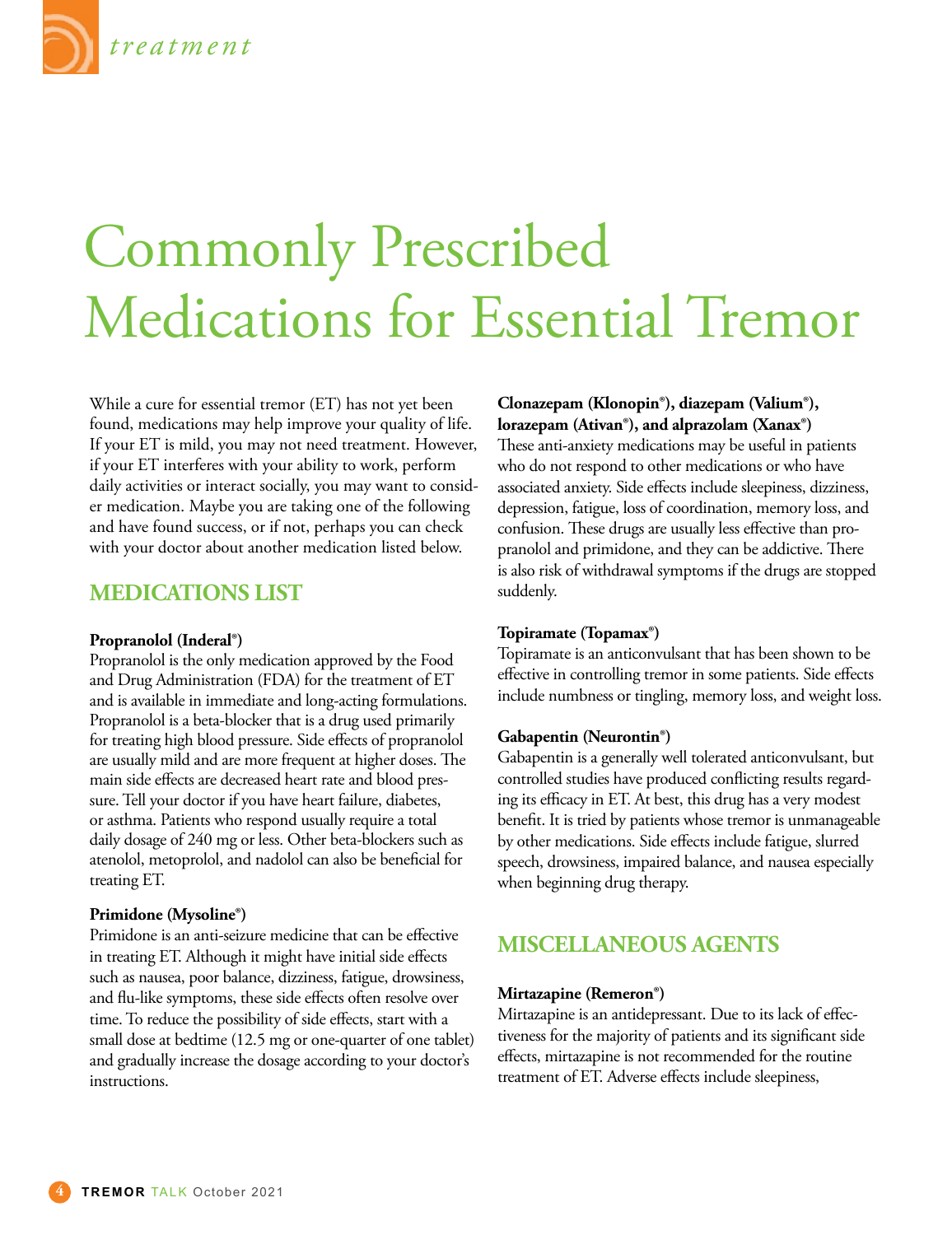*treatment*

# Commonly Prescribed Medications for Essential Tremor

While a cure for essential tremor (ET) has not yet been found, medications may help improve your quality of life. If your ET is mild, you may not need treatment. However, if your ET interferes with your ability to work, perform daily activities or interact socially, you may want to consider medication. Maybe you are taking one of the following and have found success, or if not, perhaps you can check with your doctor about another medication listed below.

## MEDICATIONS LIST

**Propranolol (Inderal®)**
Propranolol is the only medication approved by the Food and Drug Administration (FDA) for the treatment of ET and is available in immediate and long-acting formulations. Propranolol is a beta-blocker that is a drug used primarily for treating high blood pressure. Side effects of propranolol are usually mild and are more frequent at higher doses. The main side effects are decreased heart rate and blood pressure. Tell your doctor if you have heart failure, diabetes, or asthma. Patients who respond usually require a total daily dosage of 240 mg or less. Other beta-blockers such as atenolol, metoprolol, and nadolol can also be beneficial for treating ET.

**Primidone (Mysoline®)**
Primidone is an anti-seizure medicine that can be effective in treating ET. Although it might have initial side effects such as nausea, poor balance, dizziness, fatigue, drowsiness, and flu-like symptoms, these side effects often resolve over time. To reduce the possibility of side effects, start with a small dose at bedtime (12.5 mg or one-quarter of one tablet) and gradually increase the dosage according to your doctor's instructions.

**Clonazepam (Klonopin®), diazepam (Valium®), lorazepam (Ativan®), and alprazolam (Xanax®)**
These anti-anxiety medications may be useful in patients who do not respond to other medications or who have associated anxiety. Side effects include sleepiness, dizziness, depression, fatigue, loss of coordination, memory loss, and confusion. These drugs are usually less effective than propranolol and primidone, and they can be addictive. There is also risk of withdrawal symptoms if the drugs are stopped suddenly.

**Topiramate (Topamax®)**
Topiramate is an anticonvulsant that has been shown to be effective in controlling tremor in some patients. Side effects include numbness or tingling, memory loss, and weight loss.

**Gabapentin (Neurontin®)**
Gabapentin is a generally well tolerated anticonvulsant, but controlled studies have produced conflicting results regarding its efficacy in ET. At best, this drug has a very modest benefit. It is tried by patients whose tremor is unmanageable by other medications. Side effects include fatigue, slurred speech, drowsiness, impaired balance, and nausea especially when beginning drug therapy.

## MISCELLANEOUS AGENTS

**Mirtazapine (Remeron®)**
Mirtazapine is an antidepressant. Due to its lack of effectiveness for the majority of patients and its significant side effects, mirtazapine is not recommended for the routine treatment of ET. Adverse effects include sleepiness,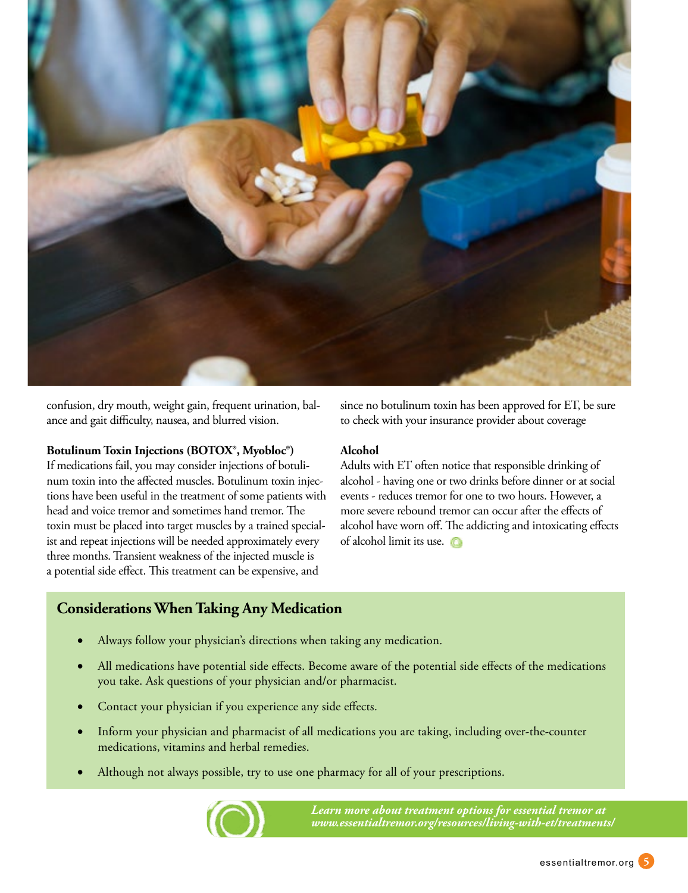confusion, dry mouth, weight gain, frequent urination, balance and gait difficulty, nausea, and blurred vision.

**Botulinum Toxin Injections (BOTOX®, Myobloc®)**

If medications fail, you may consider injections of botulinum toxin into the affected muscles. Botulinum toxin injections have been useful in the treatment of some patients with head and voice tremor and sometimes hand tremor. The toxin must be placed into target muscles by a trained specialist and repeat injections will be needed approximately every three months. Transient weakness of the injected muscle is a potential side effect. This treatment can be expensive, and since no botulinum toxin has been approved for ET, be sure to check with your insurance provider about coverage

**Alcohol**

Adults with ET often notice that responsible drinking of alcohol - having one or two drinks before dinner or at social events - reduces tremor for one to two hours. However, a more severe rebound tremor can occur after the effects of alcohol have worn off. The addicting and intoxicating effects of alcohol limit its use.

## Considerations When Taking Any Medication

- Always follow your physician's directions when taking any medication.
- All medications have potential side effects. Become aware of the potential side effects of the medications you take. Ask questions of your physician and/or pharmacist.
- Contact your physician if you experience any side effects.
- Inform your physician and pharmacist of all medications you are taking, including over-the-counter medications, vitamins and herbal remedies.
- Although not always possible, try to use one pharmacy for all of your prescriptions.

*Learn more about treatment options for essential tremor at www.essentialtremor.org/resources/living-with-et/treatments/*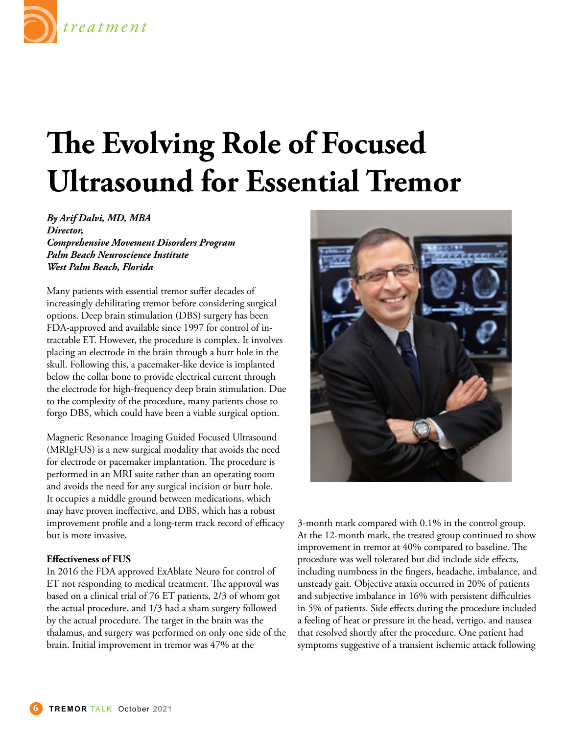# The Evolving Role of Focused Ultrasound for Essential Tremor

***By Arif Dalvi, MD, MBA***
***Director,***
***Comprehensive Movement Disorders Program***
***Palm Beach Neuroscience Institute***
***West Palm Beach, Florida***

Many patients with essential tremor suffer decades of increasingly debilitating tremor before considering surgical options. Deep brain stimulation (DBS) surgery has been FDA-approved and available since 1997 for control of intractable ET. However, the procedure is complex. It involves placing an electrode in the brain through a burr hole in the skull. Following this, a pacemaker-like device is implanted below the collar bone to provide electrical current through the electrode for high-frequency deep brain stimulation. Due to the complexity of the procedure, many patients chose to forgo DBS, which could have been a viable surgical option.

Magnetic Resonance Imaging Guided Focused Ultrasound (MRIgFUS) is a new surgical modality that avoids the need for electrode or pacemaker implantation. The procedure is performed in an MRI suite rather than an operating room and avoids the need for any surgical incision or burr hole. It occupies a middle ground between medications, which may have proven ineffective, and DBS, which has a robust improvement profile and a long-term track record of efficacy but is more invasive.

**Effectiveness of FUS**

In 2016 the FDA approved ExAblate Neuro for control of ET not responding to medical treatment. The approval was based on a clinical trial of 76 ET patients, 2/3 of whom got the actual procedure, and 1/3 had a sham surgery followed by the actual procedure. The target in the brain was the thalamus, and surgery was performed on only one side of the brain. Initial improvement in tremor was 47% at the 3-month mark compared with 0.1% in the control group. At the 12-month mark, the treated group continued to show improvement in tremor at 40% compared to baseline. The procedure was well tolerated but did include side effects, including numbness in the fingers, headache, imbalance, and unsteady gait. Objective ataxia occurred in 20% of patients and subjective imbalance in 16% with persistent difficulties in 5% of patients. Side effects during the procedure included a feeling of heat or pressure in the head, vertigo, and nausea that resolved shortly after the procedure. One patient had symptoms suggestive of a transient ischemic attack following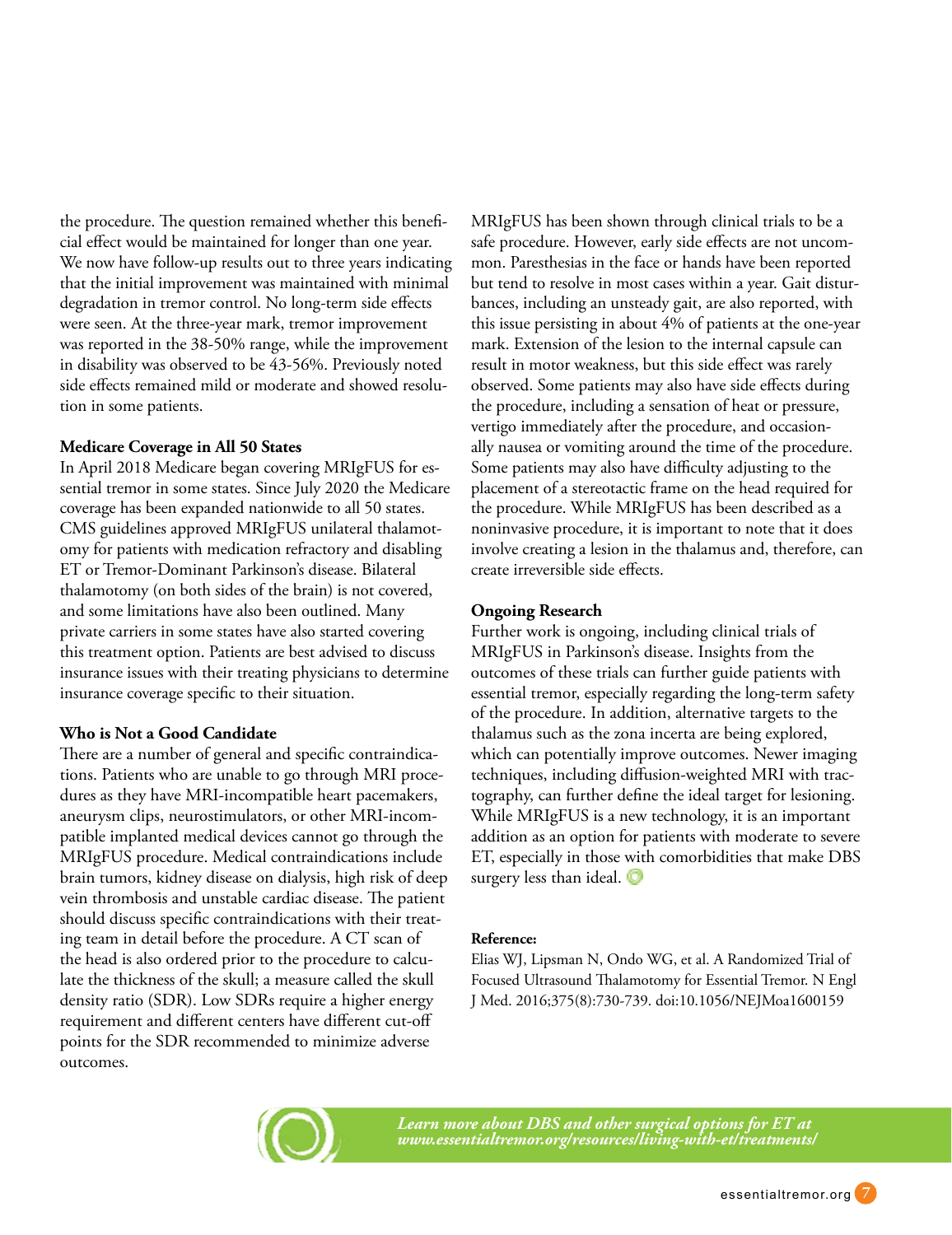the procedure. The question remained whether this beneficial effect would be maintained for longer than one year. We now have follow-up results out to three years indicating that the initial improvement was maintained with minimal degradation in tremor control. No long-term side effects were seen. At the three-year mark, tremor improvement was reported in the 38-50% range, while the improvement in disability was observed to be 43-56%. Previously noted side effects remained mild or moderate and showed resolution in some patients.

**Medicare Coverage in All 50 States**

In April 2018 Medicare began covering MRIgFUS for essential tremor in some states. Since July 2020 the Medicare coverage has been expanded nationwide to all 50 states. CMS guidelines approved MRIgFUS unilateral thalamotomy for patients with medication refractory and disabling ET or Tremor-Dominant Parkinson's disease. Bilateral thalamotomy (on both sides of the brain) is not covered, and some limitations have also been outlined. Many private carriers in some states have also started covering this treatment option. Patients are best advised to discuss insurance issues with their treating physicians to determine insurance coverage specific to their situation.

**Who is Not a Good Candidate**

There are a number of general and specific contraindications. Patients who are unable to go through MRI procedures as they have MRI-incompatible heart pacemakers, aneurysm clips, neurostimulators, or other MRI-incompatible implanted medical devices cannot go through the MRIgFUS procedure. Medical contraindications include brain tumors, kidney disease on dialysis, high risk of deep vein thrombosis and unstable cardiac disease. The patient should discuss specific contraindications with their treating team in detail before the procedure. A CT scan of the head is also ordered prior to the procedure to calculate the thickness of the skull; a measure called the skull density ratio (SDR). Low SDRs require a higher energy requirement and different centers have different cut-off points for the SDR recommended to minimize adverse outcomes.

MRIgFUS has been shown through clinical trials to be a safe procedure. However, early side effects are not uncommon. Paresthesias in the face or hands have been reported but tend to resolve in most cases within a year. Gait disturbances, including an unsteady gait, are also reported, with this issue persisting in about 4% of patients at the one-year mark. Extension of the lesion to the internal capsule can result in motor weakness, but this side effect was rarely observed. Some patients may also have side effects during the procedure, including a sensation of heat or pressure, vertigo immediately after the procedure, and occasionally nausea or vomiting around the time of the procedure. Some patients may also have difficulty adjusting to the placement of a stereotactic frame on the head required for the procedure. While MRIgFUS has been described as a noninvasive procedure, it is important to note that it does involve creating a lesion in the thalamus and, therefore, can create irreversible side effects.

**Ongoing Research**

Further work is ongoing, including clinical trials of MRIgFUS in Parkinson's disease. Insights from the outcomes of these trials can further guide patients with essential tremor, especially regarding the long-term safety of the procedure. In addition, alternative targets to the thalamus such as the zona incerta are being explored, which can potentially improve outcomes. Newer imaging techniques, including diffusion-weighted MRI with tractography, can further define the ideal target for lesioning. While MRIgFUS is a new technology, it is an important addition as an option for patients with moderate to severe ET, especially in those with comorbidities that make DBS surgery less than ideal.

**Reference:**

Elias WJ, Lipsman N, Ondo WG, et al. A Randomized Trial of Focused Ultrasound Thalamotomy for Essential Tremor. N Engl J Med. 2016;375(8):730-739. doi:10.1056/NEJMoa1600159

***Learn more about DBS and other surgical options for ET at www.essentialtremor.org/resources/living-with-et/treatments/***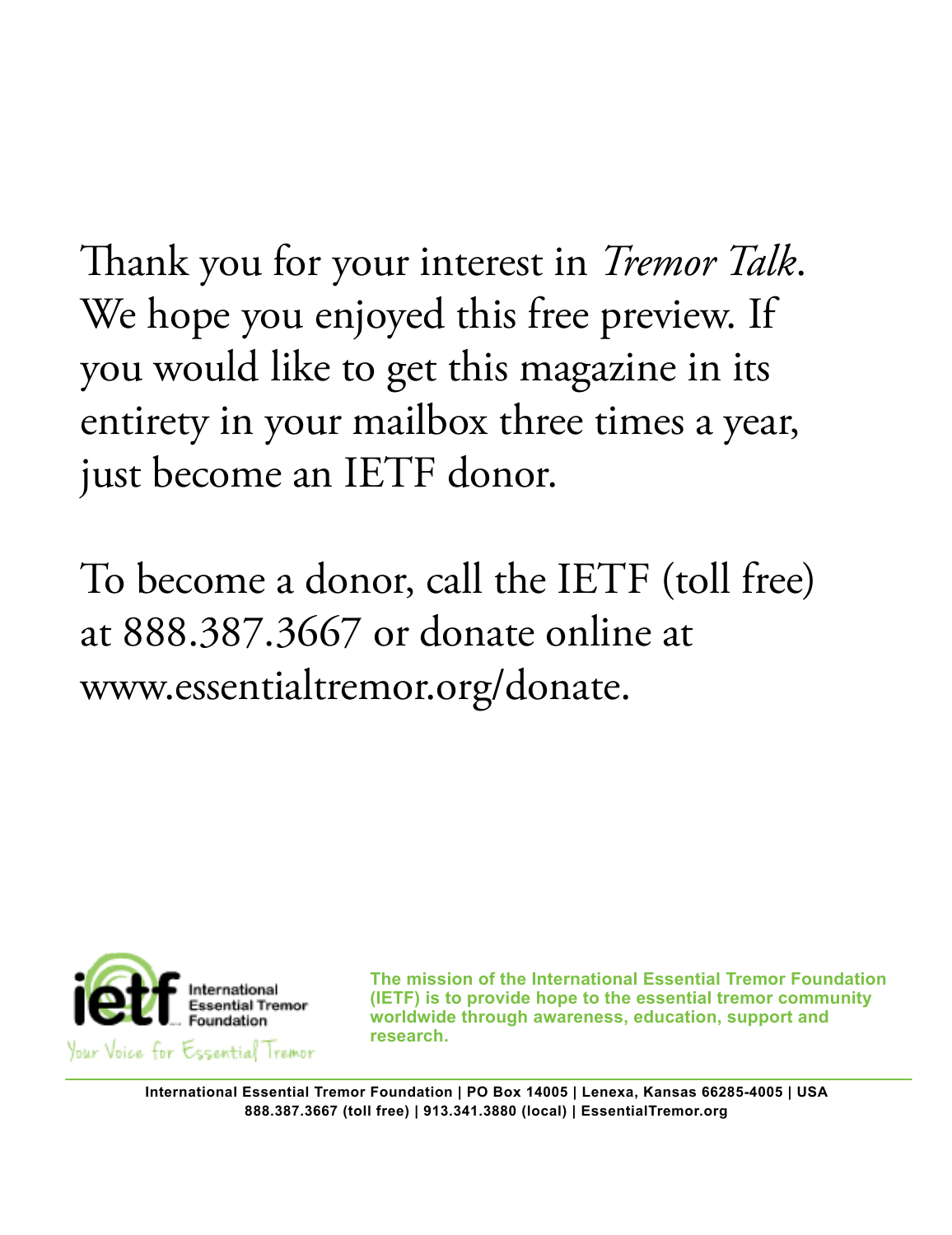Thank you for your interest in *Tremor Talk*. We hope you enjoyed this free preview. If you would like to get this magazine in its entirety in your mailbox three times a year, just become an IETF donor.

To become a donor, call the IETF (toll free) at 888.387.3667 or donate online at www.essentialtremor.org/donate.

ietf International Essential Tremor Foundation

Your Voice for Essential Tremor

**The mission of the International Essential Tremor Foundation (IETF) is to provide hope to the essential tremor community worldwide through awareness, education, support and research.**

**International Essential Tremor Foundation | PO Box 14005 | Lenexa, Kansas 66285-4005 | USA**
**888.387.3667 (toll free) | 913.341.3880 (local) | EssentialTremor.org**